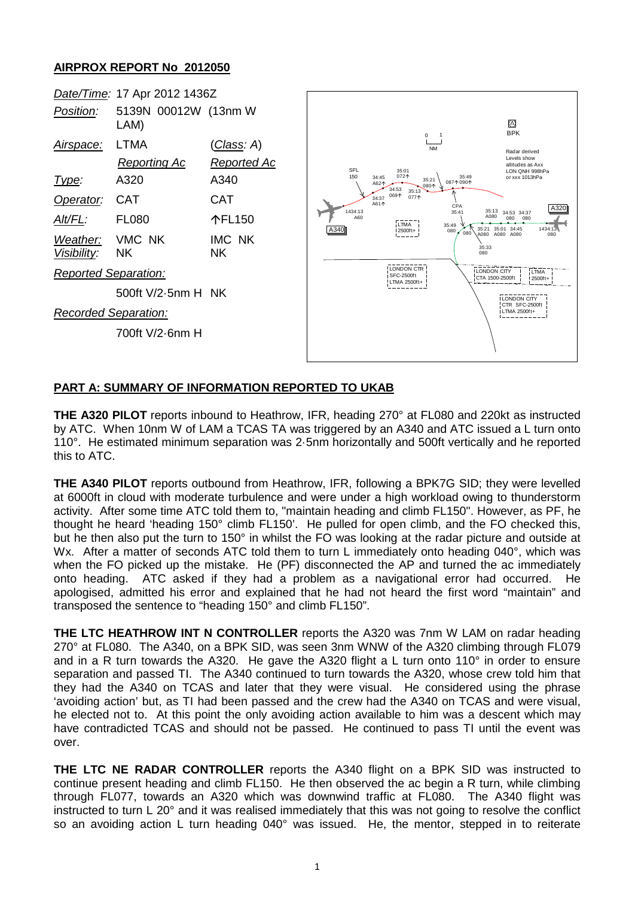## AIRPROX REPORT No 2012050

| | | |
|---|---|---|
| *Date/Time:* | 17 Apr 2012 1436Z | |
| *Position:* | 5139N 00012W (13nm W LAM) | |
| *Airspace:* | LTMA | (*Class*: A) |
| | *Reporting Ac* | *Reported Ac* |
| *Type:* | A320 | A340 |
| *Operator:* | CAT | CAT |
| *Alt/FL:* | FL080 | ↑FL150 |
| *Weather:* | VMC NK | IMC NK |
| *Visibility:* | NK | NK |
| *Reported Separation:* | | |
| | 500ft V/2·5nm H | NK |
| *Recorded Separation:* | | |
| | 700ft V/2·6nm H | |

## PART A: SUMMARY OF INFORMATION REPORTED TO UKAB

**THE A320 PILOT** reports inbound to Heathrow, IFR, heading 270° at FL080 and 220kt as instructed by ATC. When 10nm W of LAM a TCAS TA was triggered by an A340 and ATC issued a L turn onto 110°. He estimated minimum separation was 2·5nm horizontally and 500ft vertically and he reported this to ATC.

**THE A340 PILOT** reports outbound from Heathrow, IFR, following a BPK7G SID; they were levelled at 6000ft in cloud with moderate turbulence and were under a high workload owing to thunderstorm activity. After some time ATC told them to, "maintain heading and climb FL150". However, as PF, he thought he heard 'heading 150° climb FL150'. He pulled for open climb, and the FO checked this, but he then also put the turn to 150° in whilst the FO was looking at the radar picture and outside at Wx. After a matter of seconds ATC told them to turn L immediately onto heading 040°, which was when the FO picked up the mistake. He (PF) disconnected the AP and turned the ac immediately onto heading. ATC asked if they had a problem as a navigational error had occurred. He apologised, admitted his error and explained that he had not heard the first word "maintain" and transposed the sentence to "heading 150° and climb FL150".

**THE LTC HEATHROW INT N CONTROLLER** reports the A320 was 7nm W LAM on radar heading 270° at FL080. The A340, on a BPK SID, was seen 3nm WNW of the A320 climbing through FL079 and in a R turn towards the A320. He gave the A320 flight a L turn onto 110° in order to ensure separation and passed TI. The A340 continued to turn towards the A320, whose crew told him that they had the A340 on TCAS and later that they were visual. He considered using the phrase 'avoiding action' but, as TI had been passed and the crew had the A340 on TCAS and were visual, he elected not to. At this point the only avoiding action available to him was a descent which may have contradicted TCAS and should not be passed. He continued to pass TI until the event was over.

**THE LTC NE RADAR CONTROLLER** reports the A340 flight on a BPK SID was instructed to continue present heading and climb FL150. He then observed the ac begin a R turn, while climbing through FL077, towards an A320 which was downwind traffic at FL080. The A340 flight was instructed to turn L 20° and it was realised immediately that this was not going to resolve the conflict so an avoiding action L turn heading 040° was issued. He, the mentor, stepped in to reiterate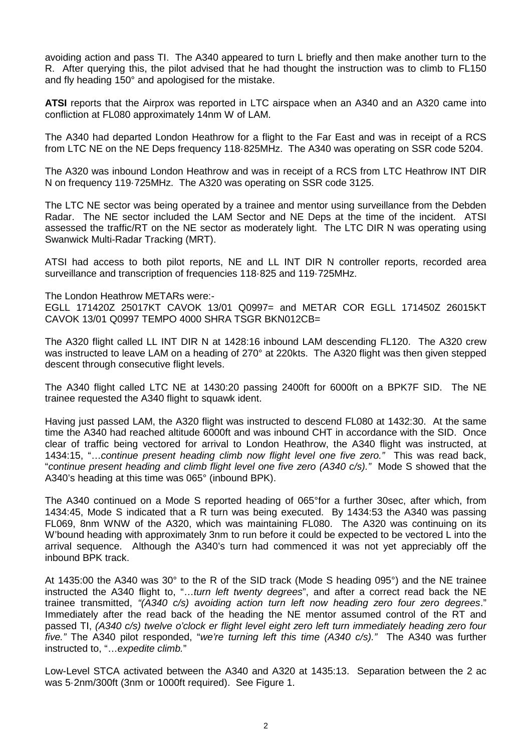avoiding action and pass TI. The A340 appeared to turn L briefly and then make another turn to the R. After querying this, the pilot advised that he had thought the instruction was to climb to FL150 and fly heading 150° and apologised for the mistake.

**ATSI** reports that the Airprox was reported in LTC airspace when an A340 and an A320 came into confliction at FL080 approximately 14nm W of LAM.

The A340 had departed London Heathrow for a flight to the Far East and was in receipt of a RCS from LTC NE on the NE Deps frequency 118·825MHz. The A340 was operating on SSR code 5204.

The A320 was inbound London Heathrow and was in receipt of a RCS from LTC Heathrow INT DIR N on frequency 119·725MHz. The A320 was operating on SSR code 3125.

The LTC NE sector was being operated by a trainee and mentor using surveillance from the Debden Radar. The NE sector included the LAM Sector and NE Deps at the time of the incident. ATSI assessed the traffic/RT on the NE sector as moderately light. The LTC DIR N was operating using Swanwick Multi-Radar Tracking (MRT).

ATSI had access to both pilot reports, NE and LL INT DIR N controller reports, recorded area surveillance and transcription of frequencies 118·825 and 119·725MHz.

The London Heathrow METARs were:-
EGLL 171420Z 25017KT CAVOK 13/01 Q0997= and METAR COR EGLL 171450Z 26015KT CAVOK 13/01 Q0997 TEMPO 4000 SHRA TSGR BKN012CB=

The A320 flight called LL INT DIR N at 1428:16 inbound LAM descending FL120. The A320 crew was instructed to leave LAM on a heading of 270° at 220kts. The A320 flight was then given stepped descent through consecutive flight levels.

The A340 flight called LTC NE at 1430:20 passing 2400ft for 6000ft on a BPK7F SID. The NE trainee requested the A340 flight to squawk ident.

Having just passed LAM, the A320 flight was instructed to descend FL080 at 1432:30. At the same time the A340 had reached altitude 6000ft and was inbound CHT in accordance with the SID. Once clear of traffic being vectored for arrival to London Heathrow, the A340 flight was instructed, at 1434:15, "*…continue present heading climb now flight level one five zero."* This was read back, "*continue present heading and climb flight level one five zero (A340 c/s)."* Mode S showed that the A340's heading at this time was 065° (inbound BPK).

The A340 continued on a Mode S reported heading of 065°for a further 30sec, after which, from 1434:45, Mode S indicated that a R turn was being executed. By 1434:53 the A340 was passing FL069, 8nm WNW of the A320, which was maintaining FL080. The A320 was continuing on its W'bound heading with approximately 3nm to run before it could be expected to be vectored L into the arrival sequence. Although the A340's turn had commenced it was not yet appreciably off the inbound BPK track.

At 1435:00 the A340 was 30° to the R of the SID track (Mode S heading 095°) and the NE trainee instructed the A340 flight to, "*…turn left twenty degrees*", and after a correct read back the NE trainee transmitted, *"(A340 c/s) avoiding action turn left now heading zero four zero degrees*." Immediately after the read back of the heading the NE mentor assumed control of the RT and passed TI, *(A340 c/s) twelve o'clock er flight level eight zero left turn immediately heading zero four five."* The A340 pilot responded, "*we're turning left this time (A340 c/s)."* The A340 was further instructed to, "*…expedite climb.*"

Low-Level STCA activated between the A340 and A320 at 1435:13. Separation between the 2 ac was 5·2nm/300ft (3nm or 1000ft required). See Figure 1.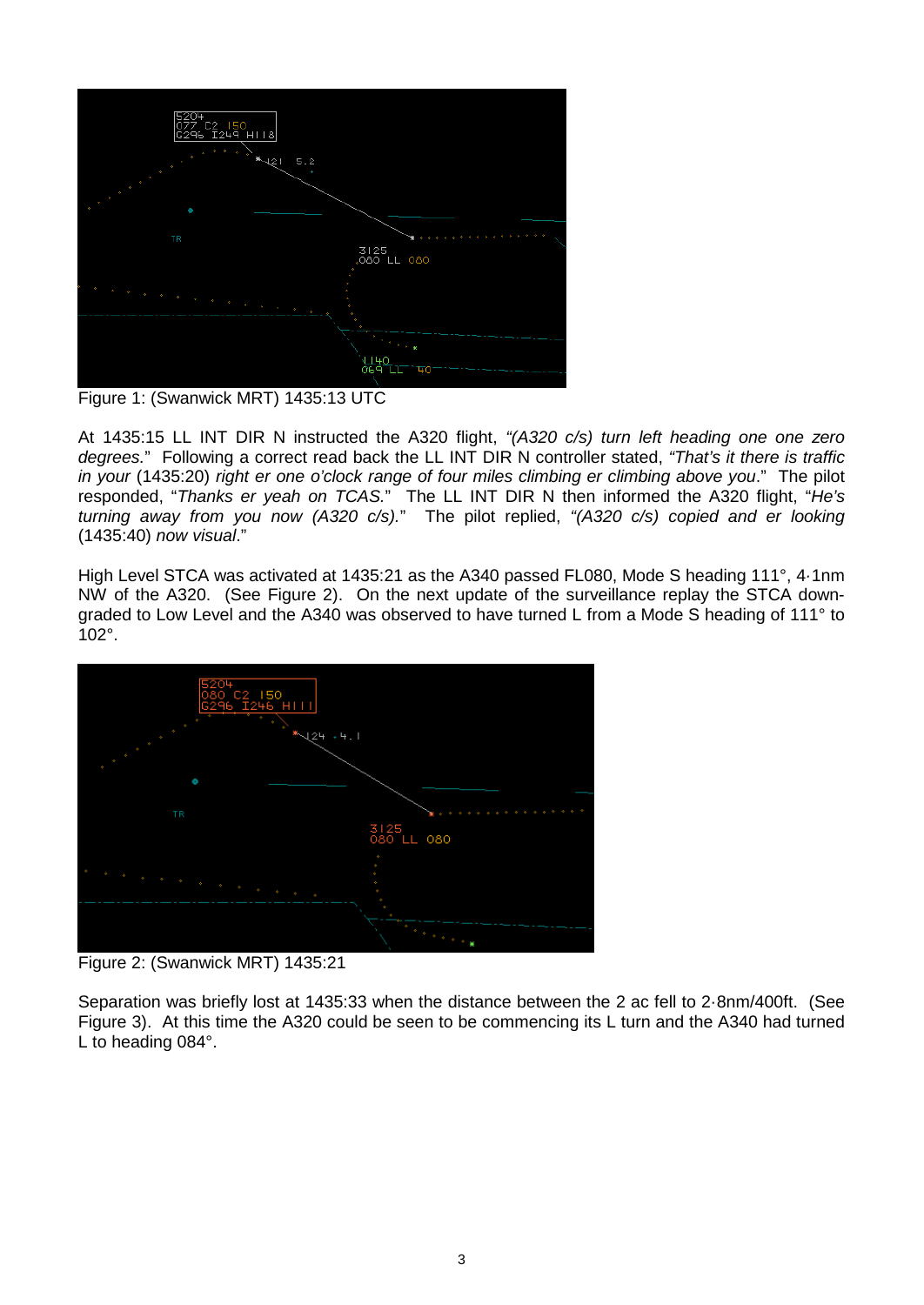Figure 1: (Swanwick MRT) 1435:13 UTC

At 1435:15 LL INT DIR N instructed the A320 flight, *"(A320 c/s) turn left heading one one zero degrees."* Following a correct read back the LL INT DIR N controller stated, *"That's it there is traffic in your* (1435:20) *right er one o'clock range of four miles climbing er climbing above you*." The pilot responded, "*Thanks er yeah on TCAS.*" The LL INT DIR N then informed the A320 flight, "*He's turning away from you now (A320 c/s).*" The pilot replied, *"(A320 c/s) copied and er looking* (1435:40) *now visual*."

High Level STCA was activated at 1435:21 as the A340 passed FL080, Mode S heading 111°, 4·1nm NW of the A320. (See Figure 2). On the next update of the surveillance replay the STCA down-graded to Low Level and the A340 was observed to have turned L from a Mode S heading of 111° to 102°.

Figure 2: (Swanwick MRT) 1435:21

Separation was briefly lost at 1435:33 when the distance between the 2 ac fell to 2·8nm/400ft. (See Figure 3). At this time the A320 could be seen to be commencing its L turn and the A340 had turned L to heading 084°.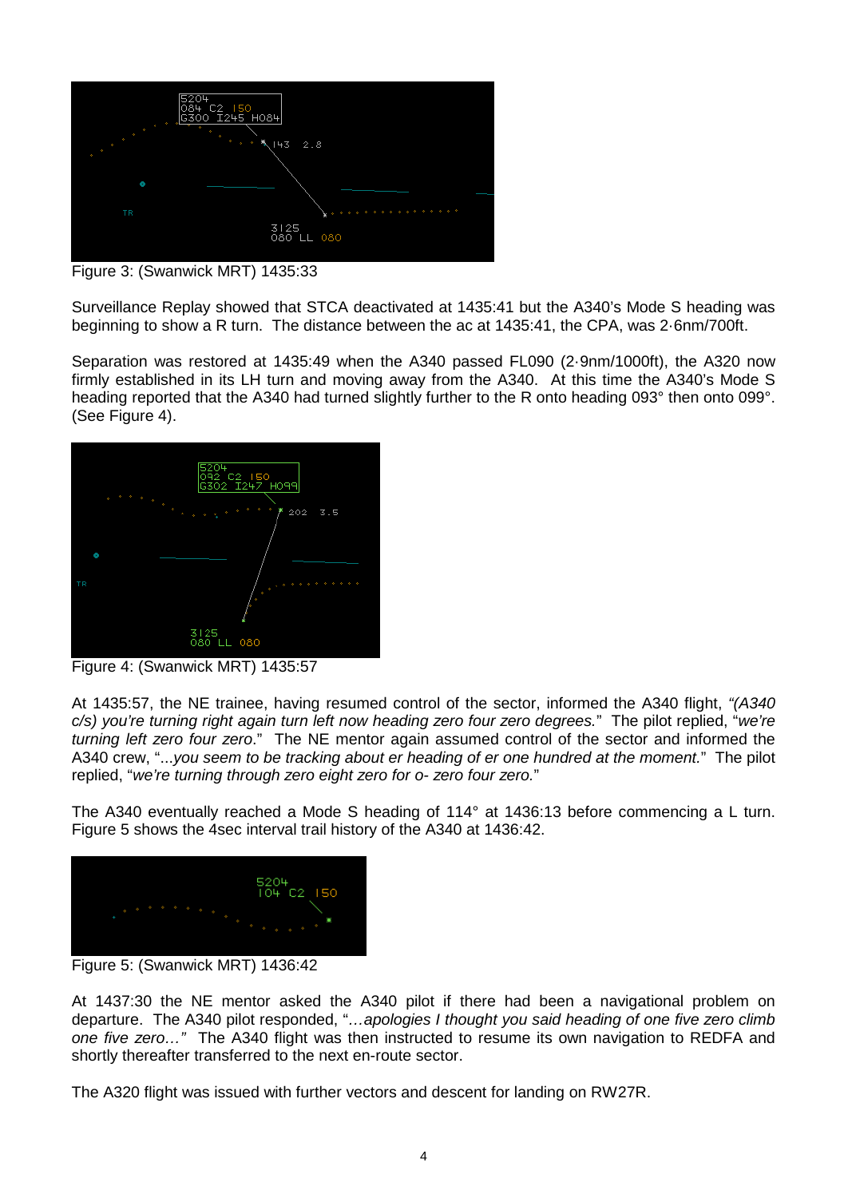Figure 3: (Swanwick MRT) 1435:33

Surveillance Replay showed that STCA deactivated at 1435:41 but the A340's Mode S heading was beginning to show a R turn. The distance between the ac at 1435:41, the CPA, was 2·6nm/700ft.

Separation was restored at 1435:49 when the A340 passed FL090 (2·9nm/1000ft), the A320 now firmly established in its LH turn and moving away from the A340. At this time the A340's Mode S heading reported that the A340 had turned slightly further to the R onto heading 093° then onto 099°. (See Figure 4).

Figure 4: (Swanwick MRT) 1435:57

At 1435:57, the NE trainee, having resumed control of the sector, informed the A340 flight, *"(A340 c/s) you're turning right again turn left now heading zero four zero degrees."* The pilot replied, "*we're turning left zero four zero*." The NE mentor again assumed control of the sector and informed the A340 crew, "...*you seem to be tracking about er heading of er one hundred at the moment.*" The pilot replied, "*we're turning through zero eight zero for o- zero four zero.*"

The A340 eventually reached a Mode S heading of 114° at 1436:13 before commencing a L turn. Figure 5 shows the 4sec interval trail history of the A340 at 1436:42.

Figure 5: (Swanwick MRT) 1436:42

At 1437:30 the NE mentor asked the A340 pilot if there had been a navigational problem on departure. The A340 pilot responded, "*…apologies I thought you said heading of one five zero climb one five zero…"* The A340 flight was then instructed to resume its own navigation to REDFA and shortly thereafter transferred to the next en-route sector.

The A320 flight was issued with further vectors and descent for landing on RW27R.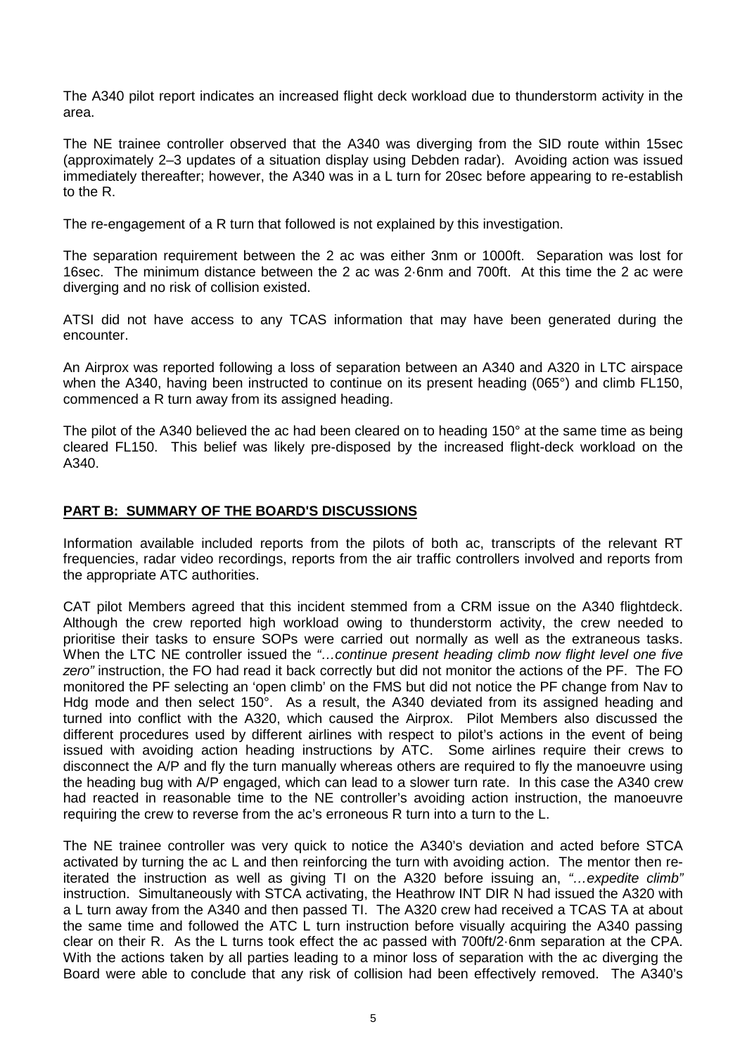The A340 pilot report indicates an increased flight deck workload due to thunderstorm activity in the area.

The NE trainee controller observed that the A340 was diverging from the SID route within 15sec (approximately 2–3 updates of a situation display using Debden radar). Avoiding action was issued immediately thereafter; however, the A340 was in a L turn for 20sec before appearing to re-establish to the R.

The re-engagement of a R turn that followed is not explained by this investigation.

The separation requirement between the 2 ac was either 3nm or 1000ft. Separation was lost for 16sec. The minimum distance between the 2 ac was 2·6nm and 700ft. At this time the 2 ac were diverging and no risk of collision existed.

ATSI did not have access to any TCAS information that may have been generated during the encounter.

An Airprox was reported following a loss of separation between an A340 and A320 in LTC airspace when the A340, having been instructed to continue on its present heading (065°) and climb FL150, commenced a R turn away from its assigned heading.

The pilot of the A340 believed the ac had been cleared on to heading 150° at the same time as being cleared FL150. This belief was likely pre-disposed by the increased flight-deck workload on the A340.

## PART B: SUMMARY OF THE BOARD'S DISCUSSIONS

Information available included reports from the pilots of both ac, transcripts of the relevant RT frequencies, radar video recordings, reports from the air traffic controllers involved and reports from the appropriate ATC authorities.

CAT pilot Members agreed that this incident stemmed from a CRM issue on the A340 flightdeck. Although the crew reported high workload owing to thunderstorm activity, the crew needed to prioritise their tasks to ensure SOPs were carried out normally as well as the extraneous tasks. When the LTC NE controller issued the *"…continue present heading climb now flight level one five zero"* instruction, the FO had read it back correctly but did not monitor the actions of the PF. The FO monitored the PF selecting an 'open climb' on the FMS but did not notice the PF change from Nav to Hdg mode and then select 150°. As a result, the A340 deviated from its assigned heading and turned into conflict with the A320, which caused the Airprox. Pilot Members also discussed the different procedures used by different airlines with respect to pilot's actions in the event of being issued with avoiding action heading instructions by ATC. Some airlines require their crews to disconnect the A/P and fly the turn manually whereas others are required to fly the manoeuvre using the heading bug with A/P engaged, which can lead to a slower turn rate. In this case the A340 crew had reacted in reasonable time to the NE controller's avoiding action instruction, the manoeuvre requiring the crew to reverse from the ac's erroneous R turn into a turn to the L.

The NE trainee controller was very quick to notice the A340's deviation and acted before STCA activated by turning the ac L and then reinforcing the turn with avoiding action. The mentor then re-iterated the instruction as well as giving TI on the A320 before issuing an, *"…expedite climb"* instruction. Simultaneously with STCA activating, the Heathrow INT DIR N had issued the A320 with a L turn away from the A340 and then passed TI. The A320 crew had received a TCAS TA at about the same time and followed the ATC L turn instruction before visually acquiring the A340 passing clear on their R. As the L turns took effect the ac passed with 700ft/2·6nm separation at the CPA. With the actions taken by all parties leading to a minor loss of separation with the ac diverging the Board were able to conclude that any risk of collision had been effectively removed. The A340's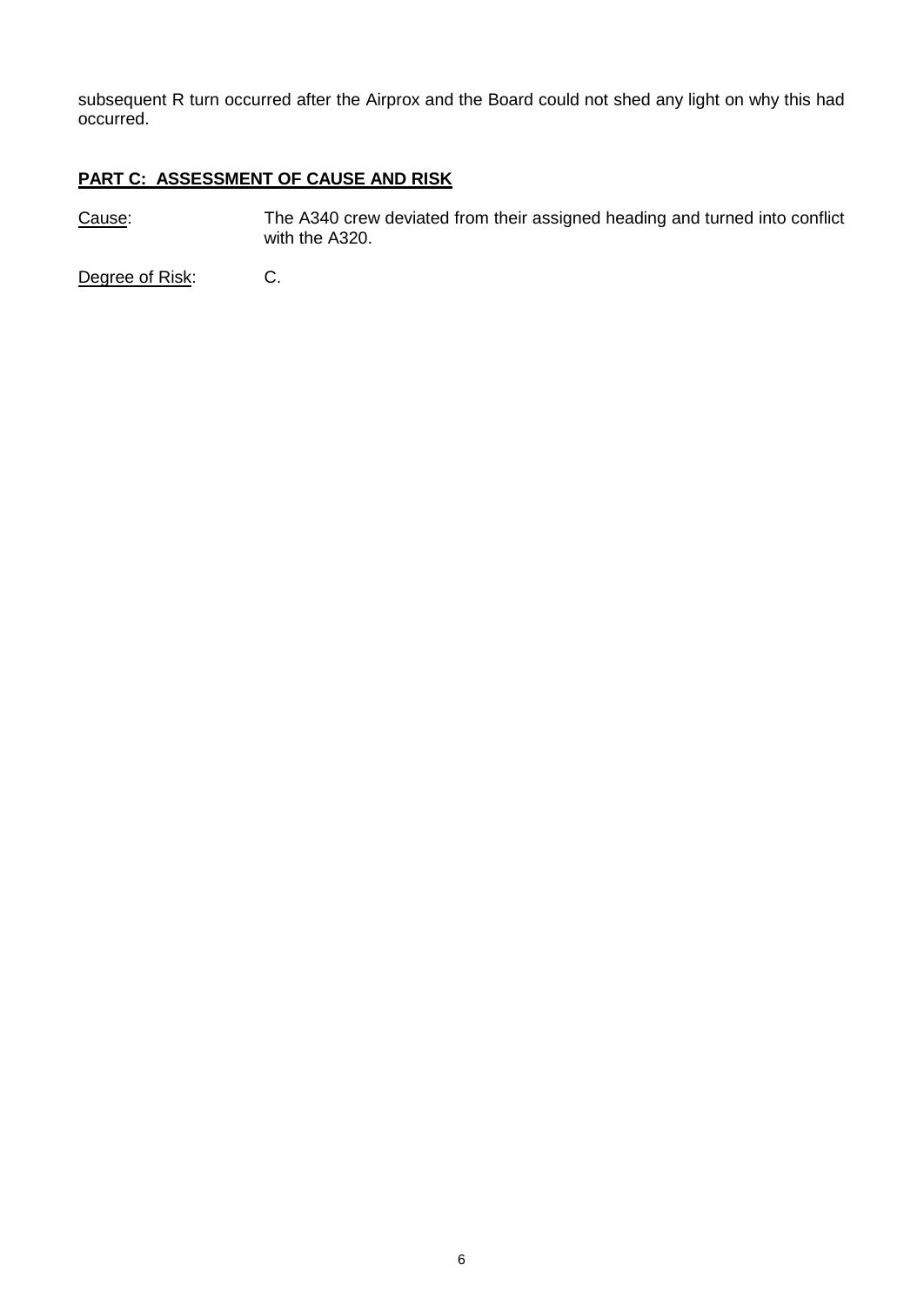subsequent R turn occurred after the Airprox and the Board could not shed any light on why this had occurred.

## PART C: ASSESSMENT OF CAUSE AND RISK

Cause: The A340 crew deviated from their assigned heading and turned into conflict with the A320.

Degree of Risk: C.